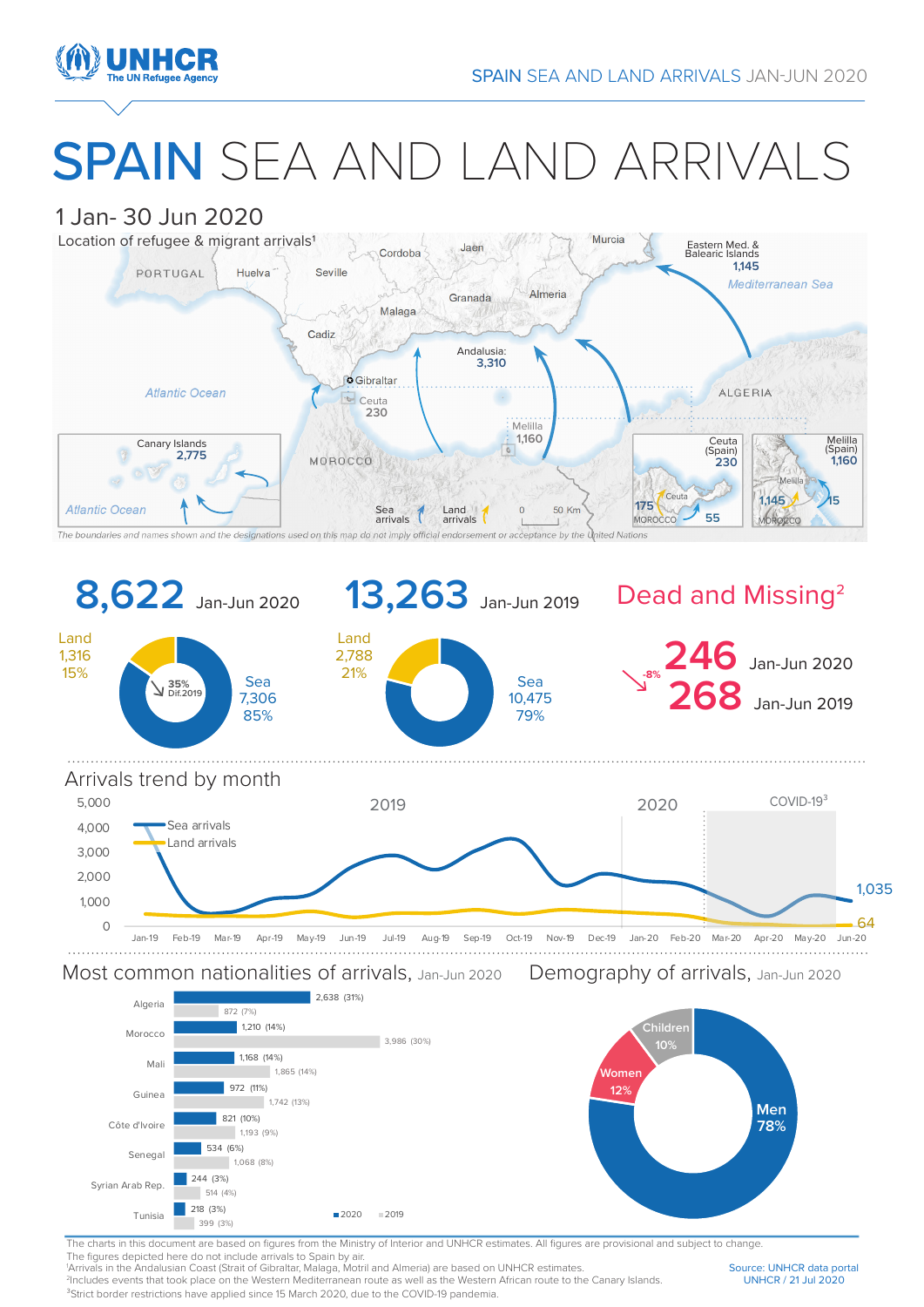# SPAIN SEA AND LAND ARRIVALS

## 1 Jan- 30 Jun 2020

Location of refugee & migrant arrivals[1]

PORTUGAL
Huelva
Seville
Cordoba
Jaen
Murcia
Granada
Almeria
Malaga
Cadiz
Eastern Med. & Balearic Islands
1,145
Mediterranean Sea
Andalusia:
3,310
Gibraltar
Atlantic Ocean
Ceuta
230
ALGERIA
Melilla
1,160
Canary Islands
2,775
MOROCCO
Atlantic Ocean
Sea arrivals
Land arrivals
0 50 Km
Ceuta (Spain)
230
175
Ceuta
MOROCCO
55
Melilla (Spain)
1,160
Melilla
1,145
15
MOROCCO

*The boundaries and names shown and the designations used on this map do not imply official endorsement or acceptance by the United Nations*

**8,622** Jan-Jun 2020

Land 1,316 15%
Sea 7,306 85%
35% Dif.2019

**13,263** Jan-Jun 2019

Land 2,788 21%
Sea 10,475 79%

## Dead and Missing[2]

**246** Jan-Jun 2020
-8%
**268** Jan-Jun 2019

## Arrivals trend by month

5,000
4,000
3,000
2,000
1,000
0
2019
2020
COVID-19[3]
Sea arrivals
Land arrivals
1,035
64
Jan-19 Feb-19 Mar-19 Apr-19 May-19 Jun-19 Jul-19 Aug-19 Sep-19 Oct-19 Nov-19 Dec-19 Jan-20 Feb-20 Mar-20 Apr-20 May-20 Jun-20

## Most common nationalities of arrivals, Jan-Jun 2020

Algeria 2,638 (31%) 872 (7%)
Morocco 1,210 (14%) 3,986 (30%)
Mali 1,168 (14%) 1,865 (14%)
Guinea 972 (11%) 1,742 (13%)
Côte d'Ivoire 821 (10%) 1,193 (9%)
Senegal 534 (6%) 1,068 (8%)
Syrian Arab Rep. 244 (3%) 514 (4%)
Tunisia 218 (3%) 399 (3%)
2020
2019

## Demography of arrivals, Jan-Jun 2020

Children 10%
Women 12%
Men 78%

The charts in this document are based on figures from the Ministry of Interior and UNHCR estimates. All figures are provisional and subject to change.
The figures depicted here do not include arrivals to Spain by air.
[1]Arrivals in the Andalusian Coast (Strait of Gibraltar, Malaga, Motril and Almeria) are based on UNHCR estimates.
[2]Includes events that took place on the Western Mediterranean route as well as the Western African route to the Canary Islands.
[3]Strict border restrictions have applied since 15 March 2020, due to the COVID-19 pandemia.

Source: UNHCR data portal
UNHCR / 21 Jul 2020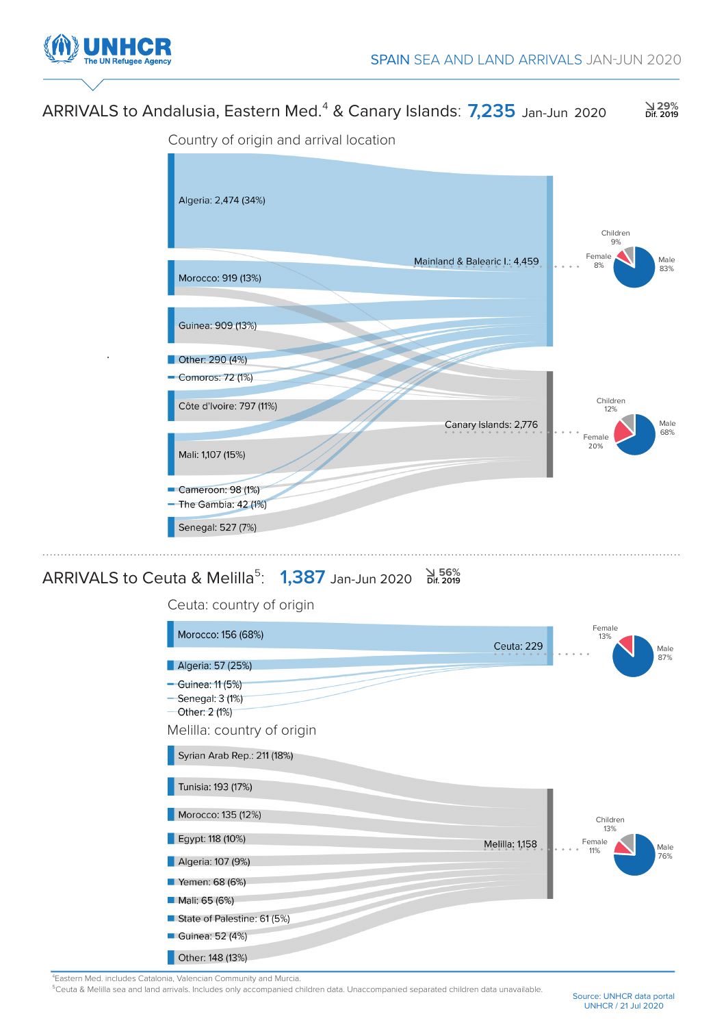SPAIN SEA AND LAND ARRIVALS JAN-JUN 2020

## ARRIVALS to Andalusia, Eastern Med.[4] & Canary Islands: 7,235 Jan-Jun 2020

↘ 29% Dif. 2019

### Country of origin and arrival location

Algeria: 2,474 (34%)
Morocco: 919 (13%)
Guinea: 909 (13%)
Other: 290 (4%)
Comoros: 72 (1%)
Côte d'Ivoire: 797 (11%)
Mali: 1,107 (15%)
Cameroon: 98 (1%)
The Gambia: 42 (1%)
Senegal: 527 (7%)

Mainland & Balearic I.: 4,459
Children 9%
Female 8%
Male 83%

Canary Islands: 2,776
Children 12%
Female 20%
Male 68%

## ARRIVALS to Ceuta & Melilla[5]: 1,387 Jan-Jun 2020

↘ 56% Dif. 2019

### Ceuta: country of origin

Morocco: 156 (68%)
Algeria: 57 (25%)
Guinea: 11 (5%)
Senegal: 3 (1%)
Other: 2 (1%)

Ceuta: 229
Female 13%
Male 87%

### Melilla: country of origin

Syrian Arab Rep.: 211 (18%)
Tunisia: 193 (17%)
Morocco: 135 (12%)
Egypt: 118 (10%)
Algeria: 107 (9%)
Yemen: 68 (6%)
Mali: 65 (6%)
State of Palestine: 61 (5%)
Guinea: 52 (4%)
Other: 148 (13%)

Melilla: 1,158
Children 13%
Female 11%
Male 76%

[4]Eastern Med. includes Catalonia, Valencian Community and Murcia.
[5]Ceuta & Melilla sea and land arrivals. Includes only accompanied children data. Unaccompanied separated children data unavailable.

Source: UNHCR data portal
UNHCR / 21 Jul 2020